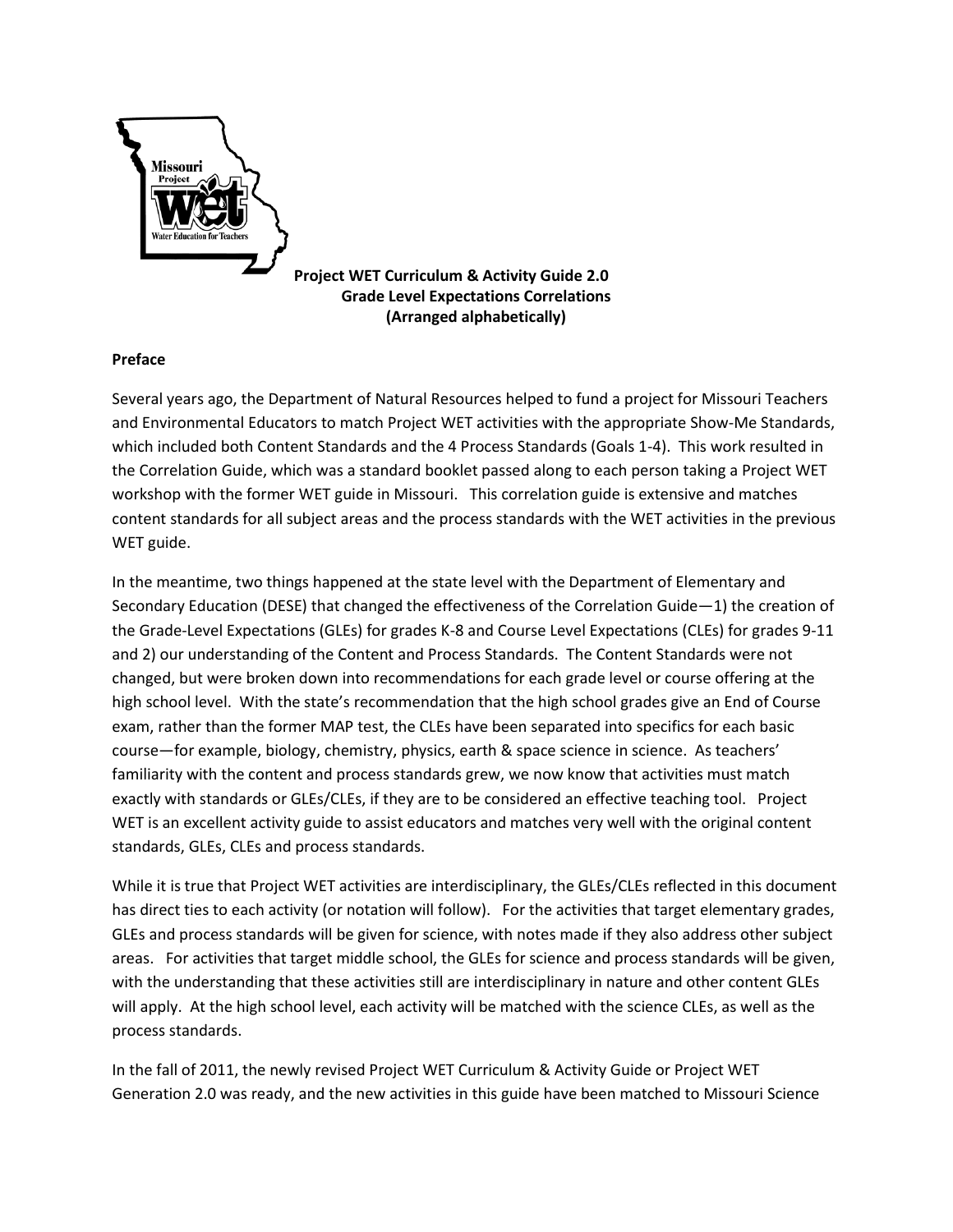**Project WET Curriculum & Activity Guide 2.0**
**Grade Level Expectations Correlations**
**(Arranged alphabetically)**

**Preface**

Several years ago, the Department of Natural Resources helped to fund a project for Missouri Teachers and Environmental Educators to match Project WET activities with the appropriate Show-Me Standards, which included both Content Standards and the 4 Process Standards (Goals 1-4). This work resulted in the Correlation Guide, which was a standard booklet passed along to each person taking a Project WET workshop with the former WET guide in Missouri. This correlation guide is extensive and matches content standards for all subject areas and the process standards with the WET activities in the previous WET guide.

In the meantime, two things happened at the state level with the Department of Elementary and Secondary Education (DESE) that changed the effectiveness of the Correlation Guide—1) the creation of the Grade-Level Expectations (GLEs) for grades K-8 and Course Level Expectations (CLEs) for grades 9-11 and 2) our understanding of the Content and Process Standards. The Content Standards were not changed, but were broken down into recommendations for each grade level or course offering at the high school level. With the state's recommendation that the high school grades give an End of Course exam, rather than the former MAP test, the CLEs have been separated into specifics for each basic course—for example, biology, chemistry, physics, earth & space science in science. As teachers' familiarity with the content and process standards grew, we now know that activities must match exactly with standards or GLEs/CLEs, if they are to be considered an effective teaching tool. Project WET is an excellent activity guide to assist educators and matches very well with the original content standards, GLEs, CLEs and process standards.

While it is true that Project WET activities are interdisciplinary, the GLEs/CLEs reflected in this document has direct ties to each activity (or notation will follow). For the activities that target elementary grades, GLEs and process standards will be given for science, with notes made if they also address other subject areas. For activities that target middle school, the GLEs for science and process standards will be given, with the understanding that these activities still are interdisciplinary in nature and other content GLEs will apply. At the high school level, each activity will be matched with the science CLEs, as well as the process standards.

In the fall of 2011, the newly revised Project WET Curriculum & Activity Guide or Project WET Generation 2.0 was ready, and the new activities in this guide have been matched to Missouri Science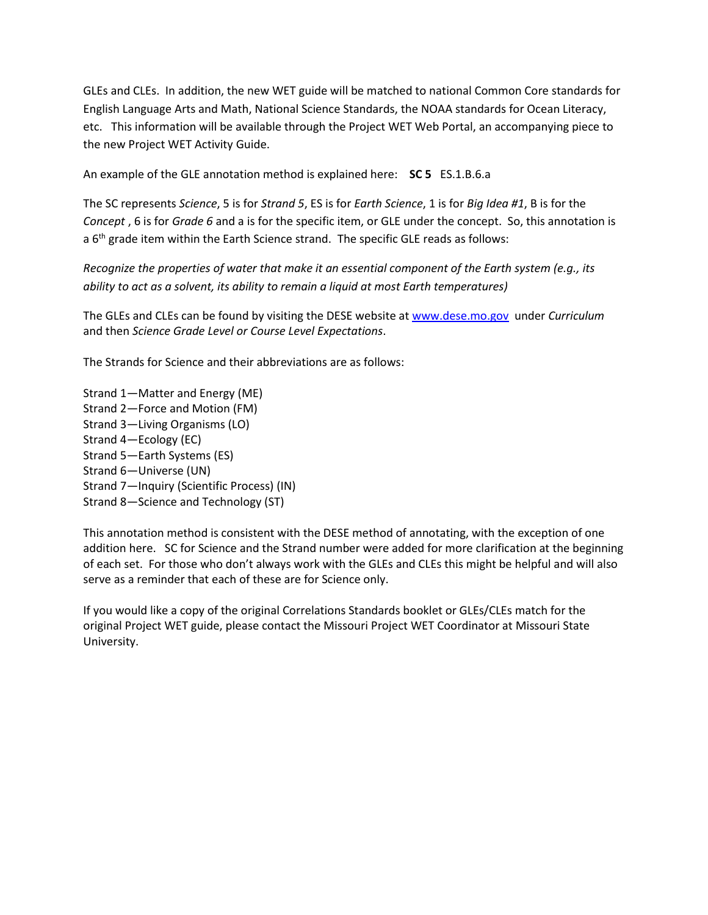GLEs and CLEs. In addition, the new WET guide will be matched to national Common Core standards for English Language Arts and Math, National Science Standards, the NOAA standards for Ocean Literacy, etc. This information will be available through the Project WET Web Portal, an accompanying piece to the new Project WET Activity Guide.

An example of the GLE annotation method is explained here: **SC 5** ES.1.B.6.a

The SC represents *Science*, 5 is for *Strand 5*, ES is for *Earth Science*, 1 is for *Big Idea #1*, B is for the *Concept* , 6 is for *Grade 6* and a is for the specific item, or GLE under the concept. So, this annotation is a 6th grade item within the Earth Science strand. The specific GLE reads as follows:

*Recognize the properties of water that make it an essential component of the Earth system (e.g., its ability to act as a solvent, its ability to remain a liquid at most Earth temperatures)*

The GLEs and CLEs can be found by visiting the DESE website at [www.dese.mo.gov](http://www.dese.mo.gov) under *Curriculum* and then *Science Grade Level or Course Level Expectations*.

The Strands for Science and their abbreviations are as follows:

Strand 1—Matter and Energy (ME)
Strand 2—Force and Motion (FM)
Strand 3—Living Organisms (LO)
Strand 4—Ecology (EC)
Strand 5—Earth Systems (ES)
Strand 6—Universe (UN)
Strand 7—Inquiry (Scientific Process) (IN)
Strand 8—Science and Technology (ST)

This annotation method is consistent with the DESE method of annotating, with the exception of one addition here. SC for Science and the Strand number were added for more clarification at the beginning of each set. For those who don't always work with the GLEs and CLEs this might be helpful and will also serve as a reminder that each of these are for Science only.

If you would like a copy of the original Correlations Standards booklet or GLEs/CLEs match for the original Project WET guide, please contact the Missouri Project WET Coordinator at Missouri State University.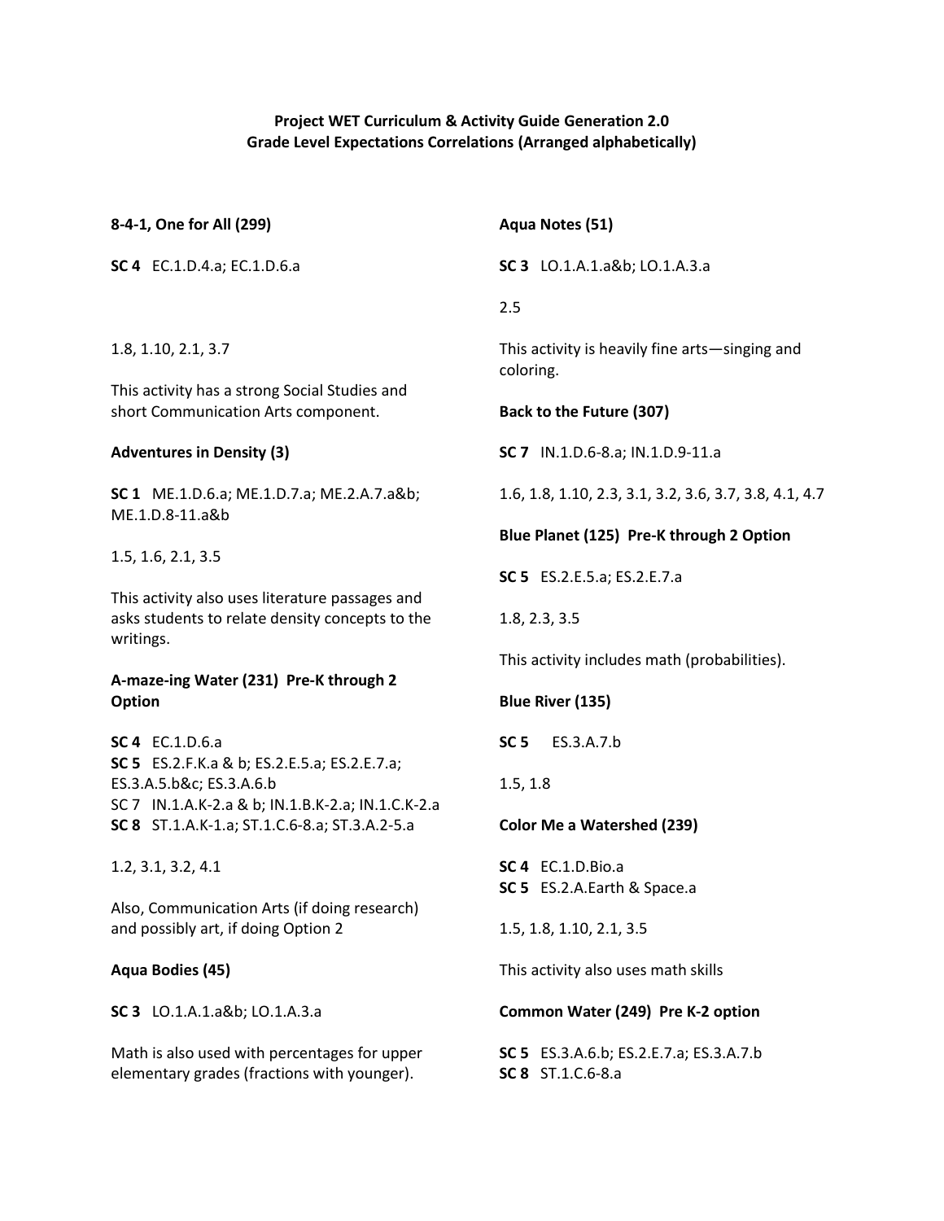**Project WET Curriculum & Activity Guide Generation 2.0**
**Grade Level Expectations Correlations (Arranged alphabetically)**

**8-4-1, One for All (299)**

**SC 4** EC.1.D.4.a; EC.1.D.6.a

1.8, 1.10, 2.1, 3.7

This activity has a strong Social Studies and short Communication Arts component.

**Adventures in Density (3)**

**SC 1** ME.1.D.6.a; ME.1.D.7.a; ME.2.A.7.a&b; ME.1.D.8-11.a&b

1.5, 1.6, 2.1, 3.5

This activity also uses literature passages and asks students to relate density concepts to the writings.

**A-maze-ing Water (231) Pre-K through 2 Option**

**SC 4** EC.1.D.6.a
**SC 5** ES.2.F.K.a & b; ES.2.E.5.a; ES.2.E.7.a; ES.3.A.5.b&c; ES.3.A.6.b
SC 7 IN.1.A.K-2.a & b; IN.1.B.K-2.a; IN.1.C.K-2.a
**SC 8** ST.1.A.K-1.a; ST.1.C.6-8.a; ST.3.A.2-5.a

1.2, 3.1, 3.2, 4.1

Also, Communication Arts (if doing research) and possibly art, if doing Option 2

**Aqua Bodies (45)**

**SC 3** LO.1.A.1.a&b; LO.1.A.3.a

Math is also used with percentages for upper elementary grades (fractions with younger).

**Aqua Notes (51)**

**SC 3** LO.1.A.1.a&b; LO.1.A.3.a

2.5

This activity is heavily fine arts—singing and coloring.

**Back to the Future (307)**

**SC 7** IN.1.D.6-8.a; IN.1.D.9-11.a

1.6, 1.8, 1.10, 2.3, 3.1, 3.2, 3.6, 3.7, 3.8, 4.1, 4.7

**Blue Planet (125) Pre-K through 2 Option**

**SC 5** ES.2.E.5.a; ES.2.E.7.a

1.8, 2.3, 3.5

This activity includes math (probabilities).

**Blue River (135)**

**SC 5** ES.3.A.7.b

1.5, 1.8

**Color Me a Watershed (239)**

**SC 4** EC.1.D.Bio.a
**SC 5** ES.2.A.Earth & Space.a

1.5, 1.8, 1.10, 2.1, 3.5

This activity also uses math skills

**Common Water (249) Pre K-2 option**

**SC 5** ES.3.A.6.b; ES.2.E.7.a; ES.3.A.7.b
**SC 8** ST.1.C.6-8.a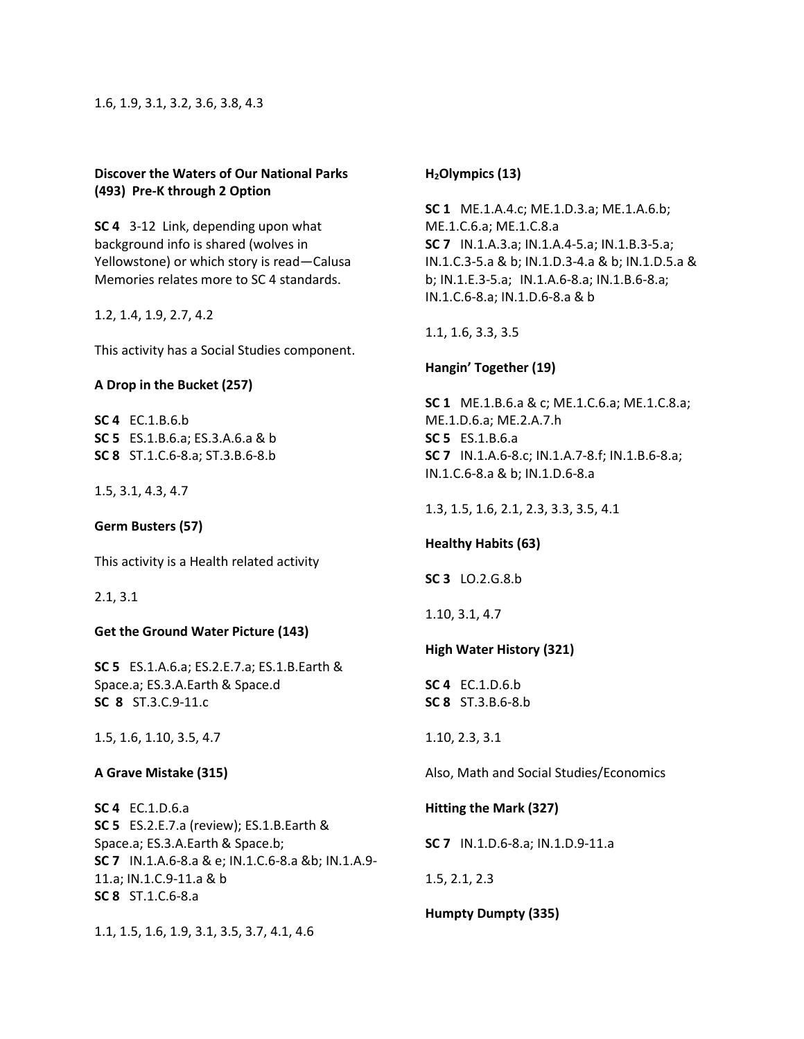1.6, 1.9, 3.1, 3.2, 3.6, 3.8, 4.3

**Discover the Waters of Our National Parks (493) Pre-K through 2 Option**

**SC 4** 3-12 Link, depending upon what background info is shared (wolves in Yellowstone) or which story is read—Calusa Memories relates more to SC 4 standards.

1.2, 1.4, 1.9, 2.7, 4.2

This activity has a Social Studies component.

**A Drop in the Bucket (257)**

**SC 4** EC.1.B.6.b
**SC 5** ES.1.B.6.a; ES.3.A.6.a & b
**SC 8** ST.1.C.6-8.a; ST.3.B.6-8.b

1.5, 3.1, 4.3, 4.7

**Germ Busters (57)**

This activity is a Health related activity

2.1, 3.1

**Get the Ground Water Picture (143)**

**SC 5** ES.1.A.6.a; ES.2.E.7.a; ES.1.B.Earth & Space.a; ES.3.A.Earth & Space.d
**SC 8** ST.3.C.9-11.c

1.5, 1.6, 1.10, 3.5, 4.7

**A Grave Mistake (315)**

**SC 4** EC.1.D.6.a
**SC 5** ES.2.E.7.a (review); ES.1.B.Earth & Space.a; ES.3.A.Earth & Space.b;
**SC 7** IN.1.A.6-8.a & e; IN.1.C.6-8.a &b; IN.1.A.9-11.a; IN.1.C.9-11.a & b
**SC 8** ST.1.C.6-8.a

1.1, 1.5, 1.6, 1.9, 3.1, 3.5, 3.7, 4.1, 4.6

**$H_2$Olympics (13)**

**SC 1** ME.1.A.4.c; ME.1.D.3.a; ME.1.A.6.b; ME.1.C.6.a; ME.1.C.8.a
**SC 7** IN.1.A.3.a; IN.1.A.4-5.a; IN.1.B.3-5.a; IN.1.C.3-5.a & b; IN.1.D.3-4.a & b; IN.1.D.5.a & b; IN.1.E.3-5.a; IN.1.A.6-8.a; IN.1.B.6-8.a; IN.1.C.6-8.a; IN.1.D.6-8.a & b

1.1, 1.6, 3.3, 3.5

**Hangin' Together (19)**

**SC 1** ME.1.B.6.a & c; ME.1.C.6.a; ME.1.C.8.a; ME.1.D.6.a; ME.2.A.7.h
**SC 5** ES.1.B.6.a
**SC 7** IN.1.A.6-8.c; IN.1.A.7-8.f; IN.1.B.6-8.a; IN.1.C.6-8.a & b; IN.1.D.6-8.a

1.3, 1.5, 1.6, 2.1, 2.3, 3.3, 3.5, 4.1

**Healthy Habits (63)**

**SC 3** LO.2.G.8.b

1.10, 3.1, 4.7

**High Water History (321)**

**SC 4** EC.1.D.6.b
**SC 8** ST.3.B.6-8.b

1.10, 2.3, 3.1

Also, Math and Social Studies/Economics

**Hitting the Mark (327)**

**SC 7** IN.1.D.6-8.a; IN.1.D.9-11.a

1.5, 2.1, 2.3

**Humpty Dumpty (335)**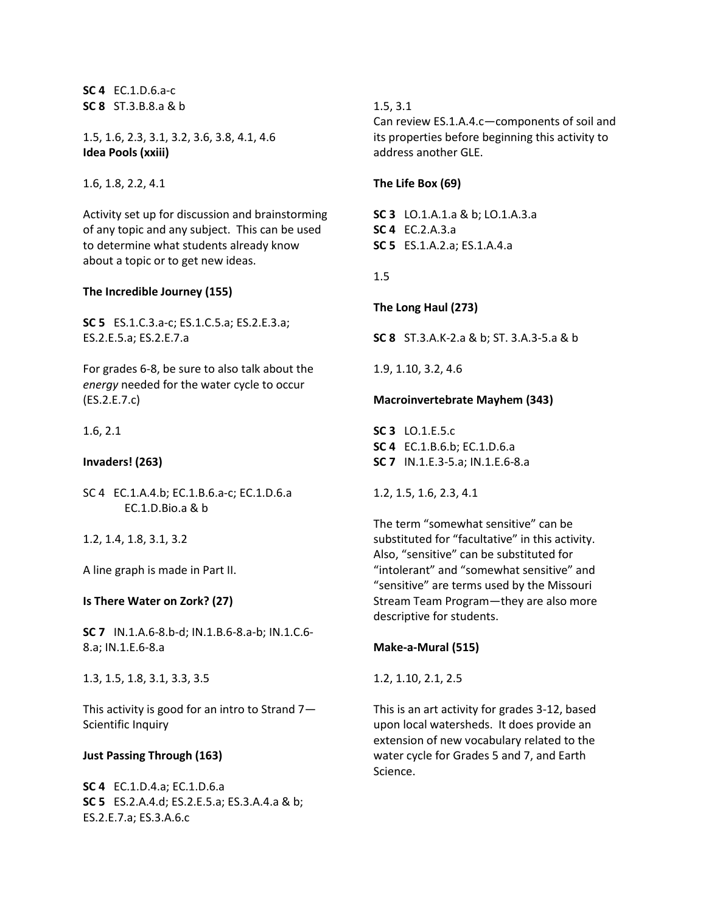**SC 4** EC.1.D.6.a-c
**SC 8** ST.3.B.8.a & b

1.5, 1.6, 2.3, 3.1, 3.2, 3.6, 3.8, 4.1, 4.6

**Idea Pools (xxiii)**

1.6, 1.8, 2.2, 4.1

Activity set up for discussion and brainstorming of any topic and any subject. This can be used to determine what students already know about a topic or to get new ideas.

**The Incredible Journey (155)**

**SC 5** ES.1.C.3.a-c; ES.1.C.5.a; ES.2.E.3.a; ES.2.E.5.a; ES.2.E.7.a

For grades 6-8, be sure to also talk about the *energy* needed for the water cycle to occur (ES.2.E.7.c)

1.6, 2.1

**Invaders! (263)**

SC 4 EC.1.A.4.b; EC.1.B.6.a-c; EC.1.D.6.a
EC.1.D.Bio.a & b

1.2, 1.4, 1.8, 3.1, 3.2

A line graph is made in Part II.

**Is There Water on Zork? (27)**

**SC 7** IN.1.A.6-8.b-d; IN.1.B.6-8.a-b; IN.1.C.6-8.a; IN.1.E.6-8.a

1.3, 1.5, 1.8, 3.1, 3.3, 3.5

This activity is good for an intro to Strand 7—Scientific Inquiry

**Just Passing Through (163)**

**SC 4** EC.1.D.4.a; EC.1.D.6.a
**SC 5** ES.2.A.4.d; ES.2.E.5.a; ES.3.A.4.a & b; ES.2.E.7.a; ES.3.A.6.c

1.5, 3.1

Can review ES.1.A.4.c—components of soil and its properties before beginning this activity to address another GLE.

**The Life Box (69)**

**SC 3** LO.1.A.1.a & b; LO.1.A.3.a
**SC 4** EC.2.A.3.a
**SC 5** ES.1.A.2.a; ES.1.A.4.a

1.5

**The Long Haul (273)**

**SC 8** ST.3.A.K-2.a & b; ST. 3.A.3-5.a & b

1.9, 1.10, 3.2, 4.6

**Macroinvertebrate Mayhem (343)**

**SC 3** LO.1.E.5.c
**SC 4** EC.1.B.6.b; EC.1.D.6.a
**SC 7** IN.1.E.3-5.a; IN.1.E.6-8.a

1.2, 1.5, 1.6, 2.3, 4.1

The term "somewhat sensitive" can be substituted for "facultative" in this activity. Also, "sensitive" can be substituted for "intolerant" and "somewhat sensitive" and "sensitive" are terms used by the Missouri Stream Team Program—they are also more descriptive for students.

**Make-a-Mural (515)**

1.2, 1.10, 2.1, 2.5

This is an art activity for grades 3-12, based upon local watersheds. It does provide an extension of new vocabulary related to the water cycle for Grades 5 and 7, and Earth Science.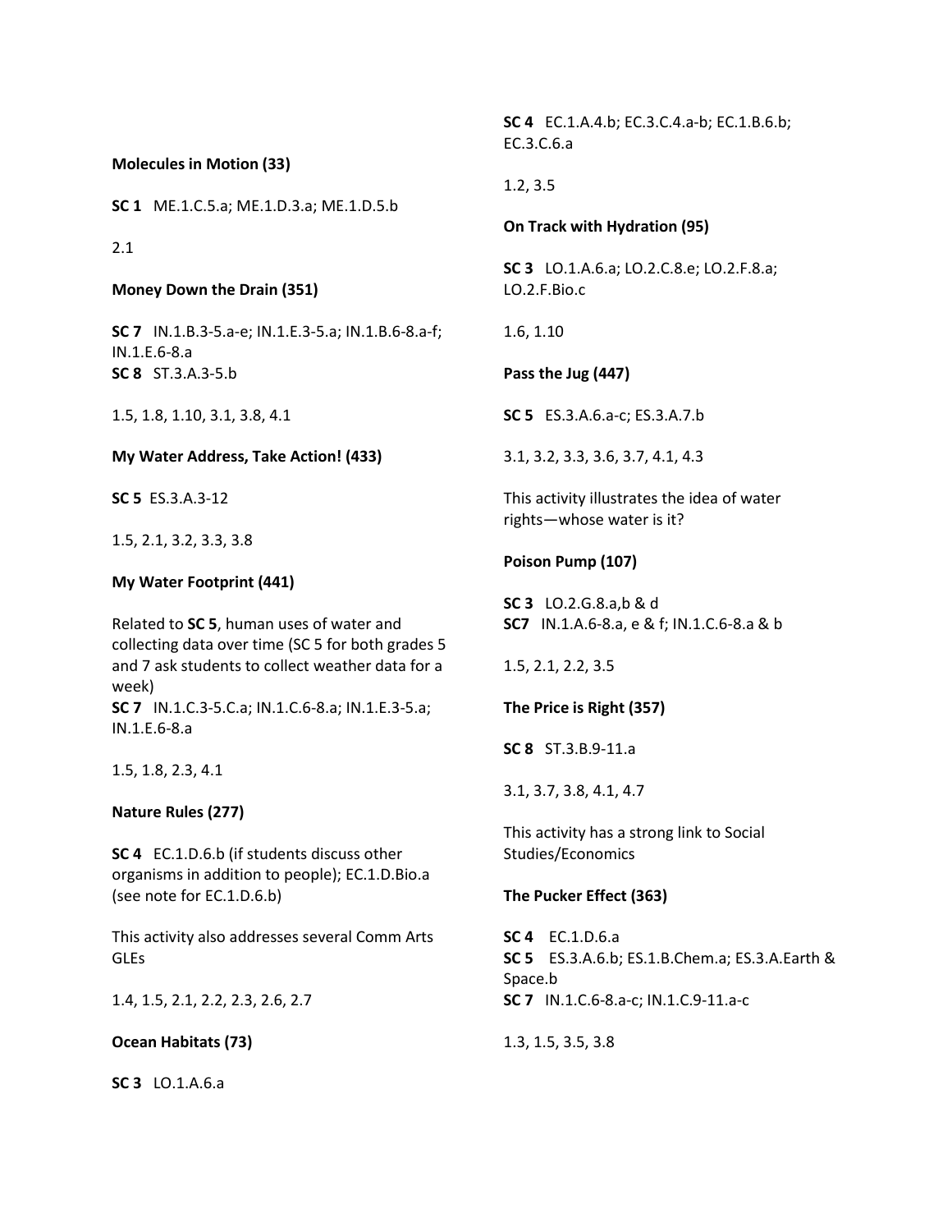**Molecules in Motion (33)**

**SC 1** ME.1.C.5.a; ME.1.D.3.a; ME.1.D.5.b

2.1

**Money Down the Drain (351)**

**SC 7** IN.1.B.3-5.a-e; IN.1.E.3-5.a; IN.1.B.6-8.a-f; IN.1.E.6-8.a
**SC 8** ST.3.A.3-5.b

1.5, 1.8, 1.10, 3.1, 3.8, 4.1

**My Water Address, Take Action! (433)**

**SC 5** ES.3.A.3-12

1.5, 2.1, 3.2, 3.3, 3.8

**My Water Footprint (441)**

Related to **SC 5**, human uses of water and collecting data over time (SC 5 for both grades 5 and 7 ask students to collect weather data for a week)
**SC 7** IN.1.C.3-5.C.a; IN.1.C.6-8.a; IN.1.E.3-5.a; IN.1.E.6-8.a

1.5, 1.8, 2.3, 4.1

**Nature Rules (277)**

**SC 4** EC.1.D.6.b (if students discuss other organisms in addition to people); EC.1.D.Bio.a (see note for EC.1.D.6.b)

This activity also addresses several Comm Arts GLEs

1.4, 1.5, 2.1, 2.2, 2.3, 2.6, 2.7

**Ocean Habitats (73)**

**SC 3** LO.1.A.6.a

**SC 4** EC.1.A.4.b; EC.3.C.4.a-b; EC.1.B.6.b; EC.3.C.6.a

1.2, 3.5

**On Track with Hydration (95)**

**SC 3** LO.1.A.6.a; LO.2.C.8.e; LO.2.F.8.a; LO.2.F.Bio.c

1.6, 1.10

**Pass the Jug (447)**

**SC 5** ES.3.A.6.a-c; ES.3.A.7.b

3.1, 3.2, 3.3, 3.6, 3.7, 4.1, 4.3

This activity illustrates the idea of water rights—whose water is it?

**Poison Pump (107)**

**SC 3** LO.2.G.8.a,b & d
**SC7** IN.1.A.6-8.a, e & f; IN.1.C.6-8.a & b

1.5, 2.1, 2.2, 3.5

**The Price is Right (357)**

**SC 8** ST.3.B.9-11.a

3.1, 3.7, 3.8, 4.1, 4.7

This activity has a strong link to Social Studies/Economics

**The Pucker Effect (363)**

**SC 4** EC.1.D.6.a
**SC 5** ES.3.A.6.b; ES.1.B.Chem.a; ES.3.A.Earth & Space.b
**SC 7** IN.1.C.6-8.a-c; IN.1.C.9-11.a-c

1.3, 1.5, 3.5, 3.8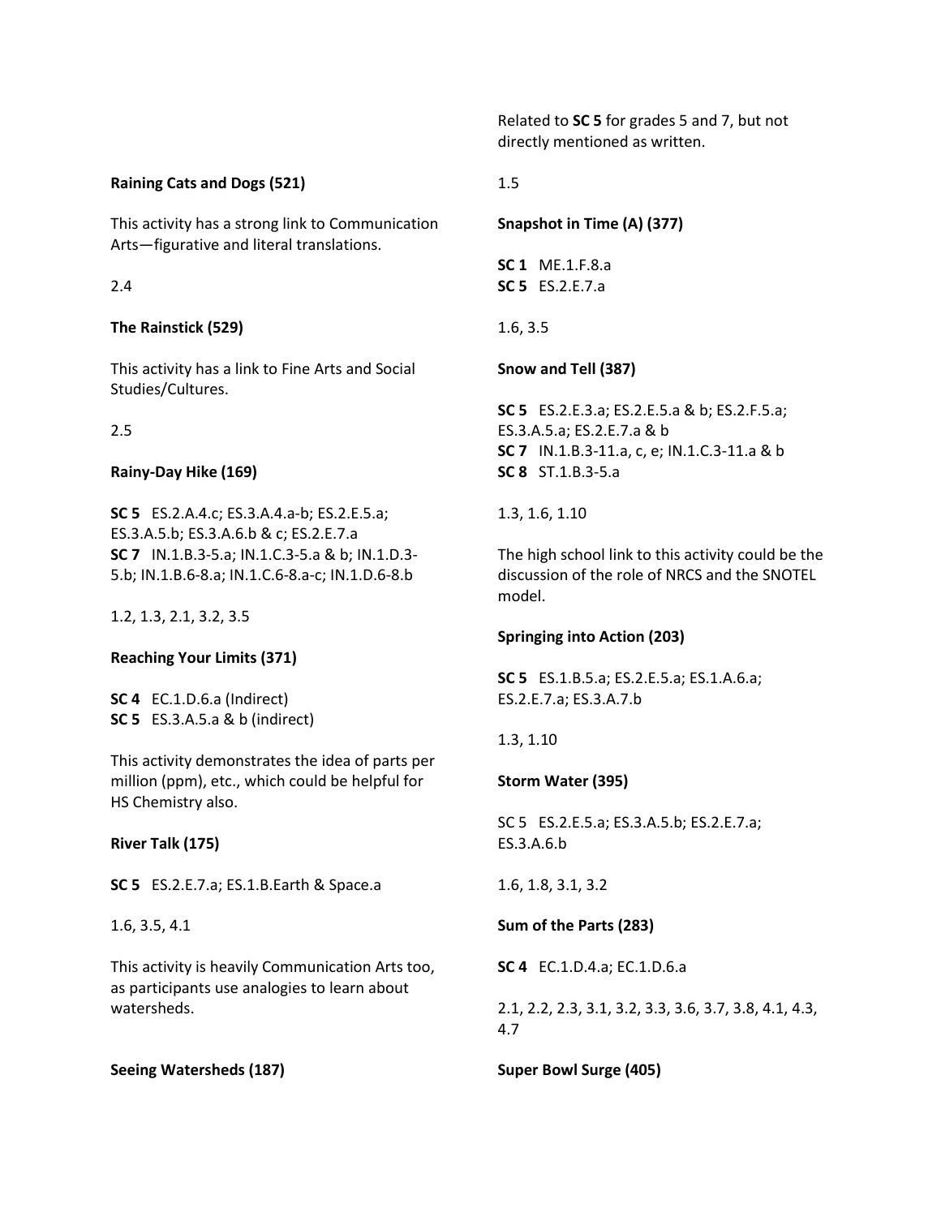**Raining Cats and Dogs (521)**

This activity has a strong link to Communication Arts—figurative and literal translations.

2.4

**The Rainstick (529)**

This activity has a link to Fine Arts and Social Studies/Cultures.

2.5

**Rainy-Day Hike (169)**

**SC 5** ES.2.A.4.c; ES.3.A.4.a-b; ES.2.E.5.a; ES.3.A.5.b; ES.3.A.6.b & c; ES.2.E.7.a
**SC 7** IN.1.B.3-5.a; IN.1.C.3-5.a & b; IN.1.D.3-5.b; IN.1.B.6-8.a; IN.1.C.6-8.a-c; IN.1.D.6-8.b

1.2, 1.3, 2.1, 3.2, 3.5

**Reaching Your Limits (371)**

**SC 4** EC.1.D.6.a (Indirect)
**SC 5** ES.3.A.5.a & b (indirect)

This activity demonstrates the idea of parts per million (ppm), etc., which could be helpful for HS Chemistry also.

**River Talk (175)**

**SC 5** ES.2.E.7.a; ES.1.B.Earth & Space.a

1.6, 3.5, 4.1

This activity is heavily Communication Arts too, as participants use analogies to learn about watersheds.

**Seeing Watersheds (187)**

Related to **SC 5** for grades 5 and 7, but not directly mentioned as written.

1.5

**Snapshot in Time (A) (377)**

**SC 1** ME.1.F.8.a
**SC 5** ES.2.E.7.a

1.6, 3.5

**Snow and Tell (387)**

**SC 5** ES.2.E.3.a; ES.2.E.5.a & b; ES.2.F.5.a; ES.3.A.5.a; ES.2.E.7.a & b
**SC 7** IN.1.B.3-11.a, c, e; IN.1.C.3-11.a & b
**SC 8** ST.1.B.3-5.a

1.3, 1.6, 1.10

The high school link to this activity could be the discussion of the role of NRCS and the SNOTEL model.

**Springing into Action (203)**

**SC 5** ES.1.B.5.a; ES.2.E.5.a; ES.1.A.6.a; ES.2.E.7.a; ES.3.A.7.b

1.3, 1.10

**Storm Water (395)**

SC 5 ES.2.E.5.a; ES.3.A.5.b; ES.2.E.7.a; ES.3.A.6.b

1.6, 1.8, 3.1, 3.2

**Sum of the Parts (283)**

**SC 4** EC.1.D.4.a; EC.1.D.6.a

2.1, 2.2, 2.3, 3.1, 3.2, 3.3, 3.6, 3.7, 3.8, 4.1, 4.3, 4.7

**Super Bowl Surge (405)**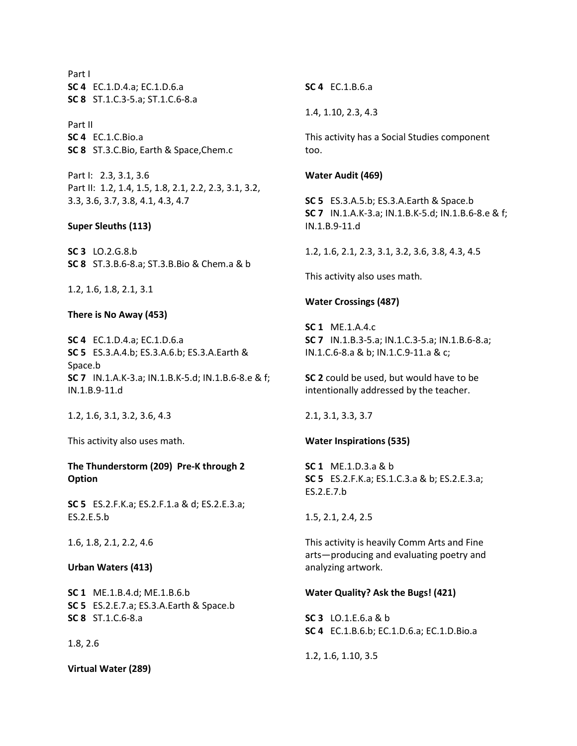Part I
**SC 4** EC.1.D.4.a; EC.1.D.6.a
**SC 8** ST.1.C.3-5.a; ST.1.C.6-8.a

Part II
**SC 4** EC.1.C.Bio.a
**SC 8** ST.3.C.Bio, Earth & Space,Chem.c

Part I: 2.3, 3.1, 3.6
Part II: 1.2, 1.4, 1.5, 1.8, 2.1, 2.2, 2.3, 3.1, 3.2, 3.3, 3.6, 3.7, 3.8, 4.1, 4.3, 4.7

**Super Sleuths (113)**

**SC 3** LO.2.G.8.b
**SC 8** ST.3.B.6-8.a; ST.3.B.Bio & Chem.a & b

1.2, 1.6, 1.8, 2.1, 3.1

**There is No Away (453)**

**SC 4** EC.1.D.4.a; EC.1.D.6.a
**SC 5** ES.3.A.4.b; ES.3.A.6.b; ES.3.A.Earth & Space.b
**SC 7** IN.1.A.K-3.a; IN.1.B.K-5.d; IN.1.B.6-8.e & f; IN.1.B.9-11.d

1.2, 1.6, 3.1, 3.2, 3.6, 4.3

This activity also uses math.

**The Thunderstorm (209) Pre-K through 2 Option**

**SC 5** ES.2.F.K.a; ES.2.F.1.a & d; ES.2.E.3.a; ES.2.E.5.b

1.6, 1.8, 2.1, 2.2, 4.6

**Urban Waters (413)**

**SC 1** ME.1.B.4.d; ME.1.B.6.b
**SC 5** ES.2.E.7.a; ES.3.A.Earth & Space.b
**SC 8** ST.1.C.6-8.a

1.8, 2.6

**Virtual Water (289)**

**SC 4** EC.1.B.6.a

1.4, 1.10, 2.3, 4.3

This activity has a Social Studies component too.

**Water Audit (469)**

**SC 5** ES.3.A.5.b; ES.3.A.Earth & Space.b
**SC 7** IN.1.A.K-3.a; IN.1.B.K-5.d; IN.1.B.6-8.e & f; IN.1.B.9-11.d

1.2, 1.6, 2.1, 2.3, 3.1, 3.2, 3.6, 3.8, 4.3, 4.5

This activity also uses math.

**Water Crossings (487)**

**SC 1** ME.1.A.4.c
**SC 7** IN.1.B.3-5.a; IN.1.C.3-5.a; IN.1.B.6-8.a; IN.1.C.6-8.a & b; IN.1.C.9-11.a & c;

**SC 2** could be used, but would have to be intentionally addressed by the teacher.

2.1, 3.1, 3.3, 3.7

**Water Inspirations (535)**

**SC 1** ME.1.D.3.a & b
**SC 5** ES.2.F.K.a; ES.1.C.3.a & b; ES.2.E.3.a; ES.2.E.7.b

1.5, 2.1, 2.4, 2.5

This activity is heavily Comm Arts and Fine arts—producing and evaluating poetry and analyzing artwork.

**Water Quality? Ask the Bugs! (421)**

**SC 3** LO.1.E.6.a & b
**SC 4** EC.1.B.6.b; EC.1.D.6.a; EC.1.D.Bio.a

1.2, 1.6, 1.10, 3.5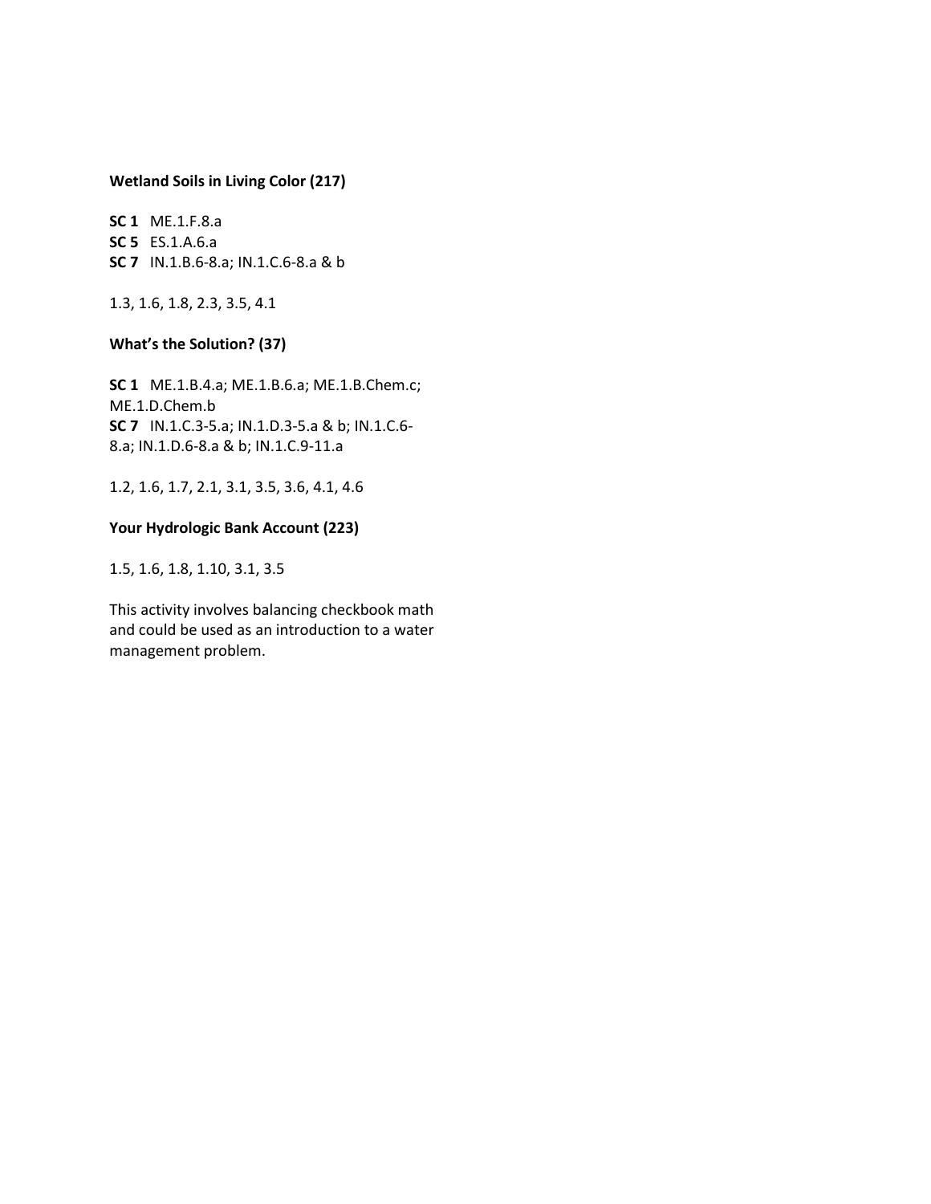**Wetland Soils in Living Color (217)**

**SC 1** ME.1.F.8.a
**SC 5** ES.1.A.6.a
**SC 7** IN.1.B.6-8.a; IN.1.C.6-8.a & b

1.3, 1.6, 1.8, 2.3, 3.5, 4.1

**What's the Solution? (37)**

**SC 1** ME.1.B.4.a; ME.1.B.6.a; ME.1.B.Chem.c; ME.1.D.Chem.b
**SC 7** IN.1.C.3-5.a; IN.1.D.3-5.a & b; IN.1.C.6-8.a; IN.1.D.6-8.a & b; IN.1.C.9-11.a

1.2, 1.6, 1.7, 2.1, 3.1, 3.5, 3.6, 4.1, 4.6

**Your Hydrologic Bank Account (223)**

1.5, 1.6, 1.8, 1.10, 3.1, 3.5

This activity involves balancing checkbook math and could be used as an introduction to a water management problem.